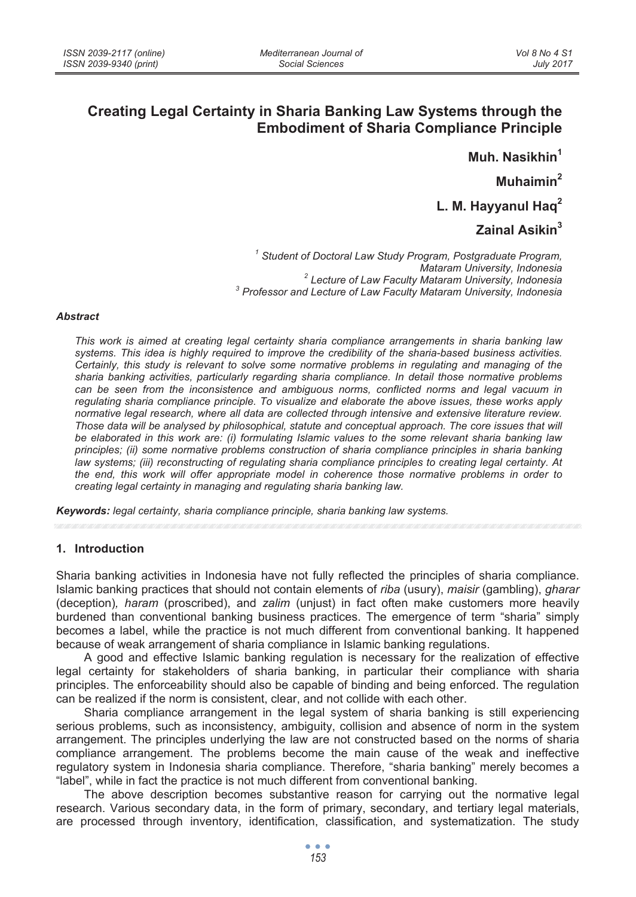# Creating Legal Certainty in Sharia Banking Law Systems through the Embodiment of Sharia Compliance Principle

**Muh. Nasikhin[1]**

**Muhaimin[2]**

**L. M. Hayyanul Haq[2]**

**Zainal Asikin[3]**

*[1] Student of Doctoral Law Study Program, Postgraduate Program, Mataram University, Indonesia*
*[2] Lecture of Law Faculty Mataram University, Indonesia*
*[3] Professor and Lecture of Law Faculty Mataram University, Indonesia*

### *Abstract*

*This work is aimed at creating legal certainty sharia compliance arrangements in sharia banking law systems. This idea is highly required to improve the credibility of the sharia-based business activities. Certainly, this study is relevant to solve some normative problems in regulating and managing of the sharia banking activities, particularly regarding sharia compliance. In detail those normative problems can be seen from the inconsistence and ambiguous norms, conflicted norms and legal vacuum in regulating sharia compliance principle. To visualize and elaborate the above issues, these works apply normative legal research, where all data are collected through intensive and extensive literature review. Those data will be analysed by philosophical, statute and conceptual approach. The core issues that will be elaborated in this work are: (i) formulating Islamic values to the some relevant sharia banking law principles; (ii) some normative problems construction of sharia compliance principles in sharia banking law systems; (iii) reconstructing of regulating sharia compliance principles to creating legal certainty. At the end, this work will offer appropriate model in coherence those normative problems in order to creating legal certainty in managing and regulating sharia banking law.*

***Keywords:** legal certainty, sharia compliance principle, sharia banking law systems.*

## 1. Introduction

Sharia banking activities in Indonesia have not fully reflected the principles of sharia compliance. Islamic banking practices that should not contain elements of *riba* (usury), *maisir* (gambling), *gharar* (deception)*, haram* (proscribed), and *zalim* (unjust) in fact often make customers more heavily burdened than conventional banking business practices. The emergence of term "sharia" simply becomes a label, while the practice is not much different from conventional banking. It happened because of weak arrangement of sharia compliance in Islamic banking regulations.

A good and effective Islamic banking regulation is necessary for the realization of effective legal certainty for stakeholders of sharia banking, in particular their compliance with sharia principles. The enforceability should also be capable of binding and being enforced. The regulation can be realized if the norm is consistent, clear, and not collide with each other.

Sharia compliance arrangement in the legal system of sharia banking is still experiencing serious problems, such as inconsistency, ambiguity, collision and absence of norm in the system arrangement. The principles underlying the law are not constructed based on the norms of sharia compliance arrangement. The problems become the main cause of the weak and ineffective regulatory system in Indonesia sharia compliance. Therefore, "sharia banking" merely becomes a "label", while in fact the practice is not much different from conventional banking.

The above description becomes substantive reason for carrying out the normative legal research. Various secondary data, in the form of primary, secondary, and tertiary legal materials, are processed through inventory, identification, classification, and systematization. The study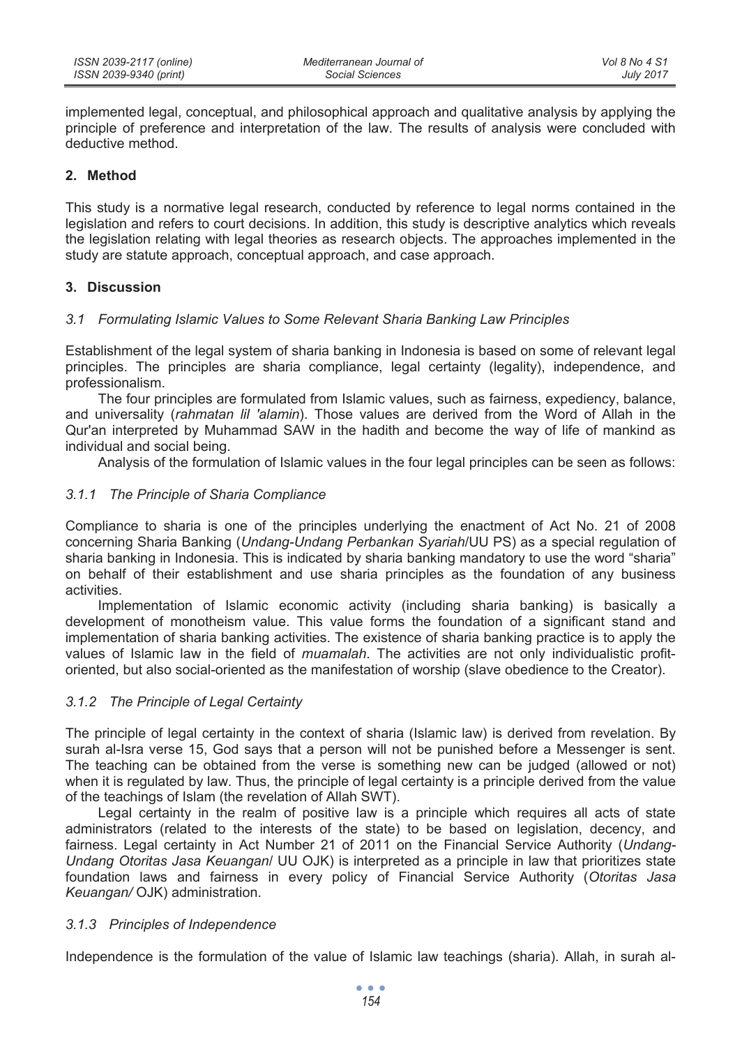implemented legal, conceptual, and philosophical approach and qualitative analysis by applying the principle of preference and interpretation of the law. The results of analysis were concluded with deductive method.

## 2. Method

This study is a normative legal research, conducted by reference to legal norms contained in the legislation and refers to court decisions. In addition, this study is descriptive analytics which reveals the legislation relating with legal theories as research objects. The approaches implemented in the study are statute approach, conceptual approach, and case approach.

## 3. Discussion

### *3.1 Formulating Islamic Values to Some Relevant Sharia Banking Law Principles*

Establishment of the legal system of sharia banking in Indonesia is based on some of relevant legal principles. The principles are sharia compliance, legal certainty (legality), independence, and professionalism.

The four principles are formulated from Islamic values, such as fairness, expediency, balance, and universality (*rahmatan lil 'alamin*). Those values are derived from the Word of Allah in the Qur'an interpreted by Muhammad SAW in the hadith and become the way of life of mankind as individual and social being.

Analysis of the formulation of Islamic values in the four legal principles can be seen as follows:

#### *3.1.1 The Principle of Sharia Compliance*

Compliance to sharia is one of the principles underlying the enactment of Act No. 21 of 2008 concerning Sharia Banking (*Undang-Undang Perbankan Syariah*/UU PS) as a special regulation of sharia banking in Indonesia. This is indicated by sharia banking mandatory to use the word "sharia" on behalf of their establishment and use sharia principles as the foundation of any business activities.

Implementation of Islamic economic activity (including sharia banking) is basically a development of monotheism value. This value forms the foundation of a significant stand and implementation of sharia banking activities. The existence of sharia banking practice is to apply the values of Islamic law in the field of *muamalah*. The activities are not only individualistic profit-oriented, but also social-oriented as the manifestation of worship (slave obedience to the Creator).

#### *3.1.2 The Principle of Legal Certainty*

The principle of legal certainty in the context of sharia (Islamic law) is derived from revelation. By surah al-Isra verse 15, God says that a person will not be punished before a Messenger is sent. The teaching can be obtained from the verse is something new can be judged (allowed or not) when it is regulated by law. Thus, the principle of legal certainty is a principle derived from the value of the teachings of Islam (the revelation of Allah SWT).

Legal certainty in the realm of positive law is a principle which requires all acts of state administrators (related to the interests of the state) to be based on legislation, decency, and fairness. Legal certainty in Act Number 21 of 2011 on the Financial Service Authority (*Undang-Undang Otoritas Jasa Keuangan*/ UU OJK) is interpreted as a principle in law that prioritizes state foundation laws and fairness in every policy of Financial Service Authority (*Otoritas Jasa Keuangan/* OJK) administration.

#### *3.1.3 Principles of Independence*

Independence is the formulation of the value of Islamic law teachings (sharia). Allah, in surah al-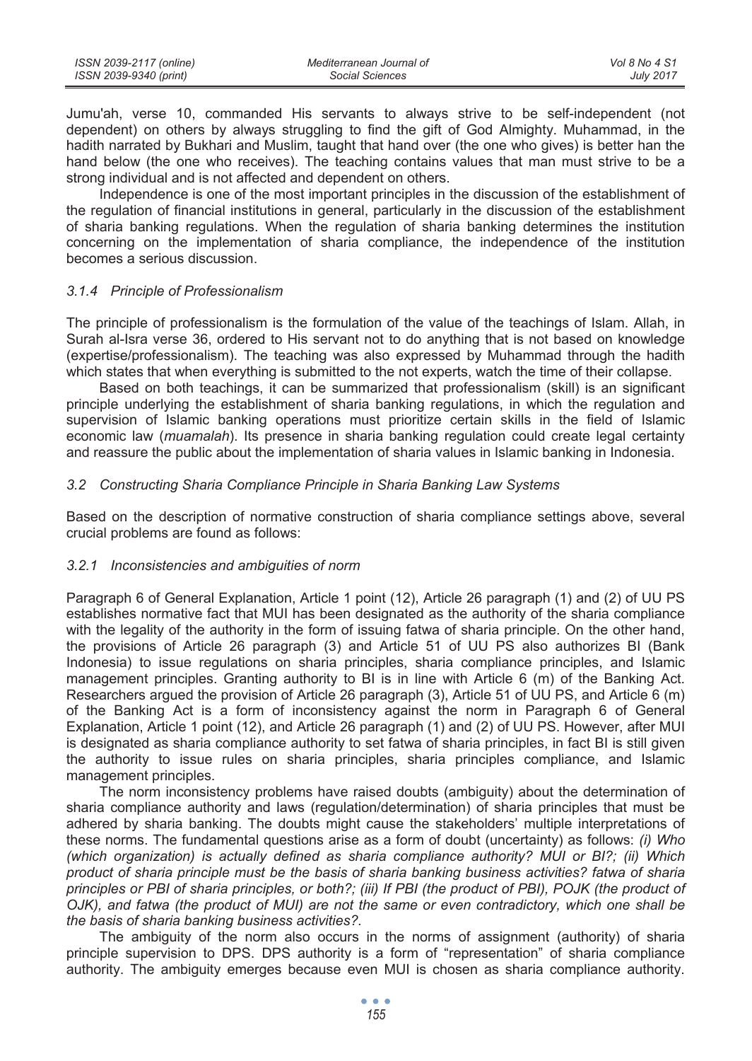Jumu'ah, verse 10, commanded His servants to always strive to be self-independent (not dependent) on others by always struggling to find the gift of God Almighty. Muhammad, in the hadith narrated by Bukhari and Muslim, taught that hand over (the one who gives) is better han the hand below (the one who receives). The teaching contains values that man must strive to be a strong individual and is not affected and dependent on others.

Independence is one of the most important principles in the discussion of the establishment of the regulation of financial institutions in general, particularly in the discussion of the establishment of sharia banking regulations. When the regulation of sharia banking determines the institution concerning on the implementation of sharia compliance, the independence of the institution becomes a serious discussion.

#### *3.1.4 Principle of Professionalism*

The principle of professionalism is the formulation of the value of the teachings of Islam. Allah, in Surah al-Isra verse 36, ordered to His servant not to do anything that is not based on knowledge (expertise/professionalism). The teaching was also expressed by Muhammad through the hadith which states that when everything is submitted to the not experts, watch the time of their collapse.

Based on both teachings, it can be summarized that professionalism (skill) is an significant principle underlying the establishment of sharia banking regulations, in which the regulation and supervision of Islamic banking operations must prioritize certain skills in the field of Islamic economic law (*muamalah*). Its presence in sharia banking regulation could create legal certainty and reassure the public about the implementation of sharia values in Islamic banking in Indonesia.

### *3.2 Constructing Sharia Compliance Principle in Sharia Banking Law Systems*

Based on the description of normative construction of sharia compliance settings above, several crucial problems are found as follows:

#### *3.2.1 Inconsistencies and ambiguities of norm*

Paragraph 6 of General Explanation, Article 1 point (12), Article 26 paragraph (1) and (2) of UU PS establishes normative fact that MUI has been designated as the authority of the sharia compliance with the legality of the authority in the form of issuing fatwa of sharia principle. On the other hand, the provisions of Article 26 paragraph (3) and Article 51 of UU PS also authorizes BI (Bank Indonesia) to issue regulations on sharia principles, sharia compliance principles, and Islamic management principles. Granting authority to BI is in line with Article 6 (m) of the Banking Act. Researchers argued the provision of Article 26 paragraph (3), Article 51 of UU PS, and Article 6 (m) of the Banking Act is a form of inconsistency against the norm in Paragraph 6 of General Explanation, Article 1 point (12), and Article 26 paragraph (1) and (2) of UU PS. However, after MUI is designated as sharia compliance authority to set fatwa of sharia principles, in fact BI is still given the authority to issue rules on sharia principles, sharia principles compliance, and Islamic management principles.

The norm inconsistency problems have raised doubts (ambiguity) about the determination of sharia compliance authority and laws (regulation/determination) of sharia principles that must be adhered by sharia banking. The doubts might cause the stakeholders' multiple interpretations of these norms. The fundamental questions arise as a form of doubt (uncertainty) as follows: *(i) Who (which organization) is actually defined as sharia compliance authority? MUI or BI?; (ii) Which product of sharia principle must be the basis of sharia banking business activities? fatwa of sharia principles or PBI of sharia principles, or both?; (iii) If PBI (the product of PBI), POJK (the product of OJK), and fatwa (the product of MUI) are not the same or even contradictory, which one shall be the basis of sharia banking business activities?*.

The ambiguity of the norm also occurs in the norms of assignment (authority) of sharia principle supervision to DPS. DPS authority is a form of "representation" of sharia compliance authority. The ambiguity emerges because even MUI is chosen as sharia compliance authority.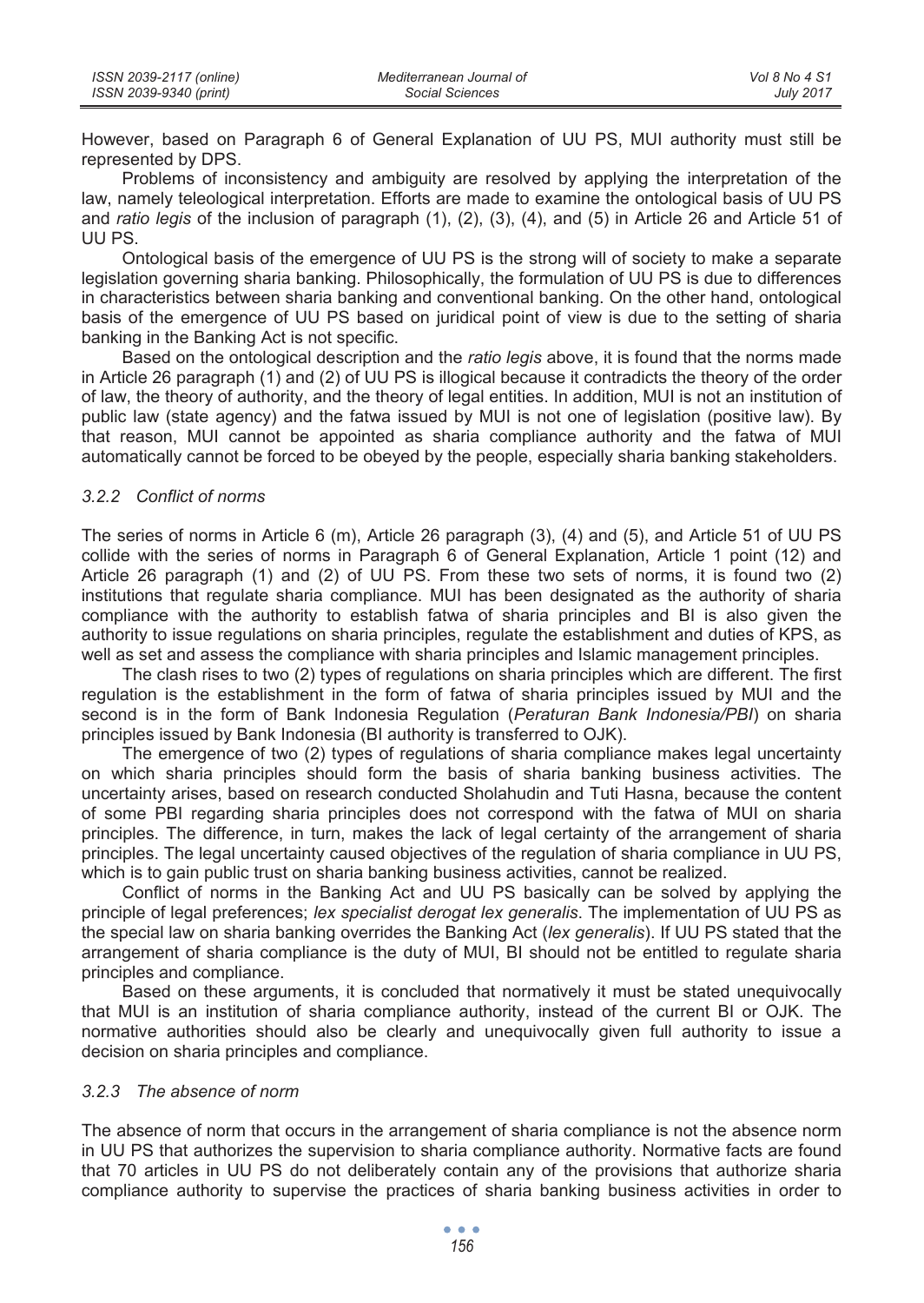However, based on Paragraph 6 of General Explanation of UU PS, MUI authority must still be represented by DPS.

Problems of inconsistency and ambiguity are resolved by applying the interpretation of the law, namely teleological interpretation. Efforts are made to examine the ontological basis of UU PS and *ratio legis* of the inclusion of paragraph (1), (2), (3), (4), and (5) in Article 26 and Article 51 of UU PS.

Ontological basis of the emergence of UU PS is the strong will of society to make a separate legislation governing sharia banking. Philosophically, the formulation of UU PS is due to differences in characteristics between sharia banking and conventional banking. On the other hand, ontological basis of the emergence of UU PS based on juridical point of view is due to the setting of sharia banking in the Banking Act is not specific.

Based on the ontological description and the *ratio legis* above, it is found that the norms made in Article 26 paragraph (1) and (2) of UU PS is illogical because it contradicts the theory of the order of law, the theory of authority, and the theory of legal entities. In addition, MUI is not an institution of public law (state agency) and the fatwa issued by MUI is not one of legislation (positive law). By that reason, MUI cannot be appointed as sharia compliance authority and the fatwa of MUI automatically cannot be forced to be obeyed by the people, especially sharia banking stakeholders.

#### *3.2.2 Conflict of norms*

The series of norms in Article 6 (m), Article 26 paragraph (3), (4) and (5), and Article 51 of UU PS collide with the series of norms in Paragraph 6 of General Explanation, Article 1 point (12) and Article 26 paragraph (1) and (2) of UU PS. From these two sets of norms, it is found two (2) institutions that regulate sharia compliance. MUI has been designated as the authority of sharia compliance with the authority to establish fatwa of sharia principles and BI is also given the authority to issue regulations on sharia principles, regulate the establishment and duties of KPS, as well as set and assess the compliance with sharia principles and Islamic management principles.

The clash rises to two (2) types of regulations on sharia principles which are different. The first regulation is the establishment in the form of fatwa of sharia principles issued by MUI and the second is in the form of Bank Indonesia Regulation (*Peraturan Bank Indonesia/PBI*) on sharia principles issued by Bank Indonesia (BI authority is transferred to OJK).

The emergence of two (2) types of regulations of sharia compliance makes legal uncertainty on which sharia principles should form the basis of sharia banking business activities. The uncertainty arises, based on research conducted Sholahudin and Tuti Hasna, because the content of some PBI regarding sharia principles does not correspond with the fatwa of MUI on sharia principles. The difference, in turn, makes the lack of legal certainty of the arrangement of sharia principles. The legal uncertainty caused objectives of the regulation of sharia compliance in UU PS, which is to gain public trust on sharia banking business activities, cannot be realized.

Conflict of norms in the Banking Act and UU PS basically can be solved by applying the principle of legal preferences; *lex specialist derogat lex generalis*. The implementation of UU PS as the special law on sharia banking overrides the Banking Act (*lex generalis*). If UU PS stated that the arrangement of sharia compliance is the duty of MUI, BI should not be entitled to regulate sharia principles and compliance.

Based on these arguments, it is concluded that normatively it must be stated unequivocally that MUI is an institution of sharia compliance authority, instead of the current BI or OJK. The normative authorities should also be clearly and unequivocally given full authority to issue a decision on sharia principles and compliance.

#### *3.2.3 The absence of norm*

The absence of norm that occurs in the arrangement of sharia compliance is not the absence norm in UU PS that authorizes the supervision to sharia compliance authority. Normative facts are found that 70 articles in UU PS do not deliberately contain any of the provisions that authorize sharia compliance authority to supervise the practices of sharia banking business activities in order to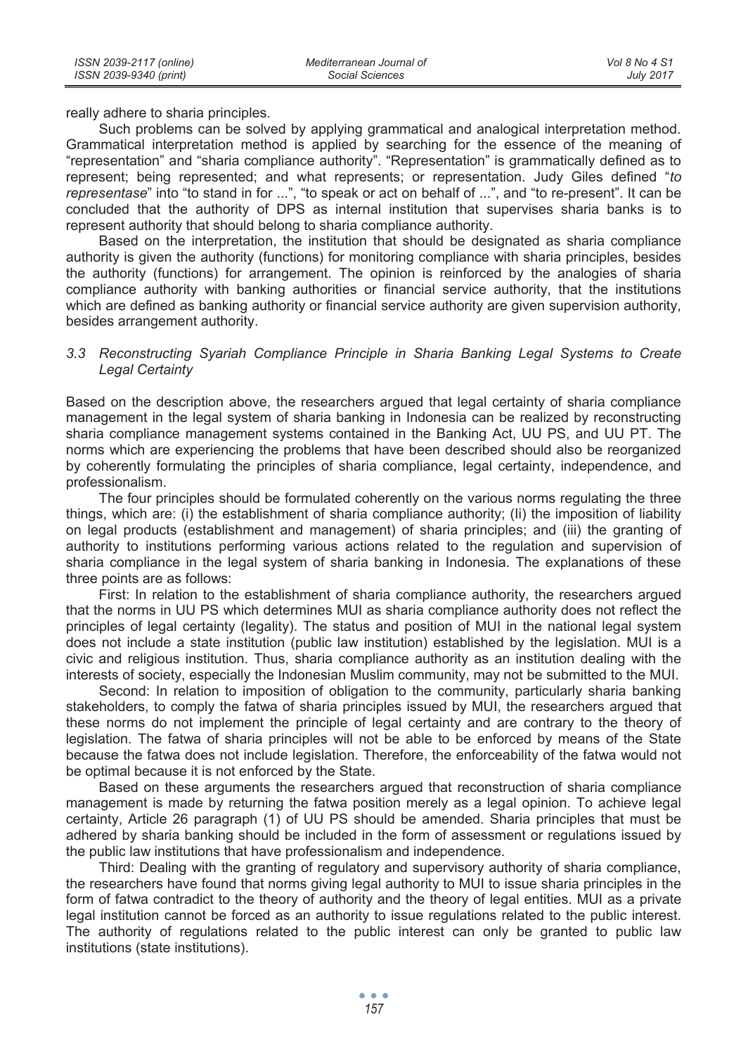really adhere to sharia principles.

Such problems can be solved by applying grammatical and analogical interpretation method. Grammatical interpretation method is applied by searching for the essence of the meaning of "representation" and "sharia compliance authority". "Representation" is grammatically defined as to represent; being represented; and what represents; or representation. Judy Giles defined "*to representase*" into "to stand in for ...", "to speak or act on behalf of ...", and "to re-present". It can be concluded that the authority of DPS as internal institution that supervises sharia banks is to represent authority that should belong to sharia compliance authority.

Based on the interpretation, the institution that should be designated as sharia compliance authority is given the authority (functions) for monitoring compliance with sharia principles, besides the authority (functions) for arrangement. The opinion is reinforced by the analogies of sharia compliance authority with banking authorities or financial service authority, that the institutions which are defined as banking authority or financial service authority are given supervision authority, besides arrangement authority.

### 3.3 *Reconstructing Syariah Compliance Principle in Sharia Banking Legal Systems to Create Legal Certainty*

Based on the description above, the researchers argued that legal certainty of sharia compliance management in the legal system of sharia banking in Indonesia can be realized by reconstructing sharia compliance management systems contained in the Banking Act, UU PS, and UU PT. The norms which are experiencing the problems that have been described should also be reorganized by coherently formulating the principles of sharia compliance, legal certainty, independence, and professionalism.

The four principles should be formulated coherently on the various norms regulating the three things, which are: (i) the establishment of sharia compliance authority; (Ii) the imposition of liability on legal products (establishment and management) of sharia principles; and (iii) the granting of authority to institutions performing various actions related to the regulation and supervision of sharia compliance in the legal system of sharia banking in Indonesia. The explanations of these three points are as follows:

First: In relation to the establishment of sharia compliance authority, the researchers argued that the norms in UU PS which determines MUI as sharia compliance authority does not reflect the principles of legal certainty (legality). The status and position of MUI in the national legal system does not include a state institution (public law institution) established by the legislation. MUI is a civic and religious institution. Thus, sharia compliance authority as an institution dealing with the interests of society, especially the Indonesian Muslim community, may not be submitted to the MUI.

Second: In relation to imposition of obligation to the community, particularly sharia banking stakeholders, to comply the fatwa of sharia principles issued by MUI, the researchers argued that these norms do not implement the principle of legal certainty and are contrary to the theory of legislation. The fatwa of sharia principles will not be able to be enforced by means of the State because the fatwa does not include legislation. Therefore, the enforceability of the fatwa would not be optimal because it is not enforced by the State.

Based on these arguments the researchers argued that reconstruction of sharia compliance management is made by returning the fatwa position merely as a legal opinion. To achieve legal certainty, Article 26 paragraph (1) of UU PS should be amended. Sharia principles that must be adhered by sharia banking should be included in the form of assessment or regulations issued by the public law institutions that have professionalism and independence.

Third: Dealing with the granting of regulatory and supervisory authority of sharia compliance, the researchers have found that norms giving legal authority to MUI to issue sharia principles in the form of fatwa contradict to the theory of authority and the theory of legal entities. MUI as a private legal institution cannot be forced as an authority to issue regulations related to the public interest. The authority of regulations related to the public interest can only be granted to public law institutions (state institutions).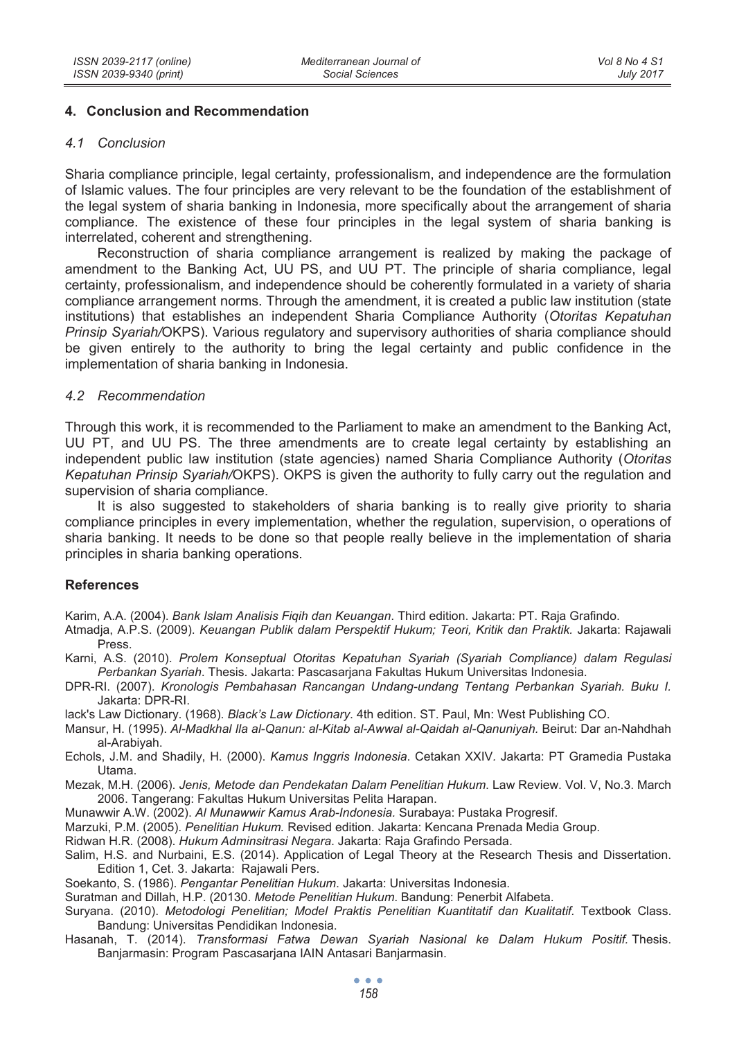## 4. Conclusion and Recommendation

### *4.1 Conclusion*

Sharia compliance principle, legal certainty, professionalism, and independence are the formulation of Islamic values. The four principles are very relevant to be the foundation of the establishment of the legal system of sharia banking in Indonesia, more specifically about the arrangement of sharia compliance. The existence of these four principles in the legal system of sharia banking is interrelated, coherent and strengthening.

Reconstruction of sharia compliance arrangement is realized by making the package of amendment to the Banking Act, UU PS, and UU PT. The principle of sharia compliance, legal certainty, professionalism, and independence should be coherently formulated in a variety of sharia compliance arrangement norms. Through the amendment, it is created a public law institution (state institutions) that establishes an independent Sharia Compliance Authority (*Otoritas Kepatuhan Prinsip Syariah/*OKPS). Various regulatory and supervisory authorities of sharia compliance should be given entirely to the authority to bring the legal certainty and public confidence in the implementation of sharia banking in Indonesia.

### *4.2 Recommendation*

Through this work, it is recommended to the Parliament to make an amendment to the Banking Act, UU PT, and UU PS. The three amendments are to create legal certainty by establishing an independent public law institution (state agencies) named Sharia Compliance Authority (*Otoritas Kepatuhan Prinsip Syariah/*OKPS). OKPS is given the authority to fully carry out the regulation and supervision of sharia compliance.

It is also suggested to stakeholders of sharia banking is to really give priority to sharia compliance principles in every implementation, whether the regulation, supervision, o operations of sharia banking. It needs to be done so that people really believe in the implementation of sharia principles in sharia banking operations.

## References

Karim, A.A. (2004). *Bank Islam Analisis Fiqih dan Keuangan*. Third edition. Jakarta: PT. Raja Grafindo.

Atmadja, A.P.S. (2009). *Keuangan Publik dalam Perspektif Hukum; Teori, Kritik dan Praktik.* Jakarta: Rajawali Press.

Karni, A.S. (2010). *Prolem Konseptual Otoritas Kepatuhan Syariah (Syariah Compliance) dalam Regulasi Perbankan Syariah*. Thesis. Jakarta: Pascasarjana Fakultas Hukum Universitas Indonesia.

DPR-RI. (2007). *Kronologis Pembahasan Rancangan Undang-undang Tentang Perbankan Syariah. Buku I.* Jakarta: DPR-RI.

lack's Law Dictionary. (1968). *Black's Law Dictionary*. 4th edition. ST. Paul, Mn: West Publishing CO.

Mansur, H. (1995). *Al-Madkhal Ila al-Qanun: al-Kitab al-Awwal al-Qaidah al-Qanuniyah.* Beirut: Dar an-Nahdhah al-Arabiyah.

Echols, J.M. and Shadily, H. (2000). *Kamus Inggris Indonesia*. Cetakan XXIV. Jakarta: PT Gramedia Pustaka Utama.

Mezak, M.H. (2006). *Jenis, Metode dan Pendekatan Dalam Penelitian Hukum*. Law Review. Vol. V, No.3. March 2006. Tangerang: Fakultas Hukum Universitas Pelita Harapan.

Munawwir A.W. (2002). *Al Munawwir Kamus Arab-Indonesia.* Surabaya: Pustaka Progresif.

Marzuki, P.M. (2005). *Penelitian Hukum.* Revised edition. Jakarta: Kencana Prenada Media Group.

Ridwan H.R. (2008). *Hukum Adminsitrasi Negara*. Jakarta: Raja Grafindo Persada.

Salim, H.S. and Nurbaini, E.S. (2014). Application of Legal Theory at the Research Thesis and Dissertation. Edition 1, Cet. 3. Jakarta: Rajawali Pers.

Soekanto, S. (1986). *Pengantar Penelitian Hukum*. Jakarta: Universitas Indonesia.

Suratman and Dillah, H.P. (20130. *Metode Penelitian Hukum*. Bandung: Penerbit Alfabeta.

Suryana. (2010). *Metodologi Penelitian; Model Praktis Penelitian Kuantitatif dan Kualitatif.* Textbook Class. Bandung: Universitas Pendidikan Indonesia.

Hasanah, T. (2014). *Transformasi Fatwa Dewan Syariah Nasional ke Dalam Hukum Positif.* Thesis. Banjarmasin: Program Pascasarjana IAIN Antasari Banjarmasin.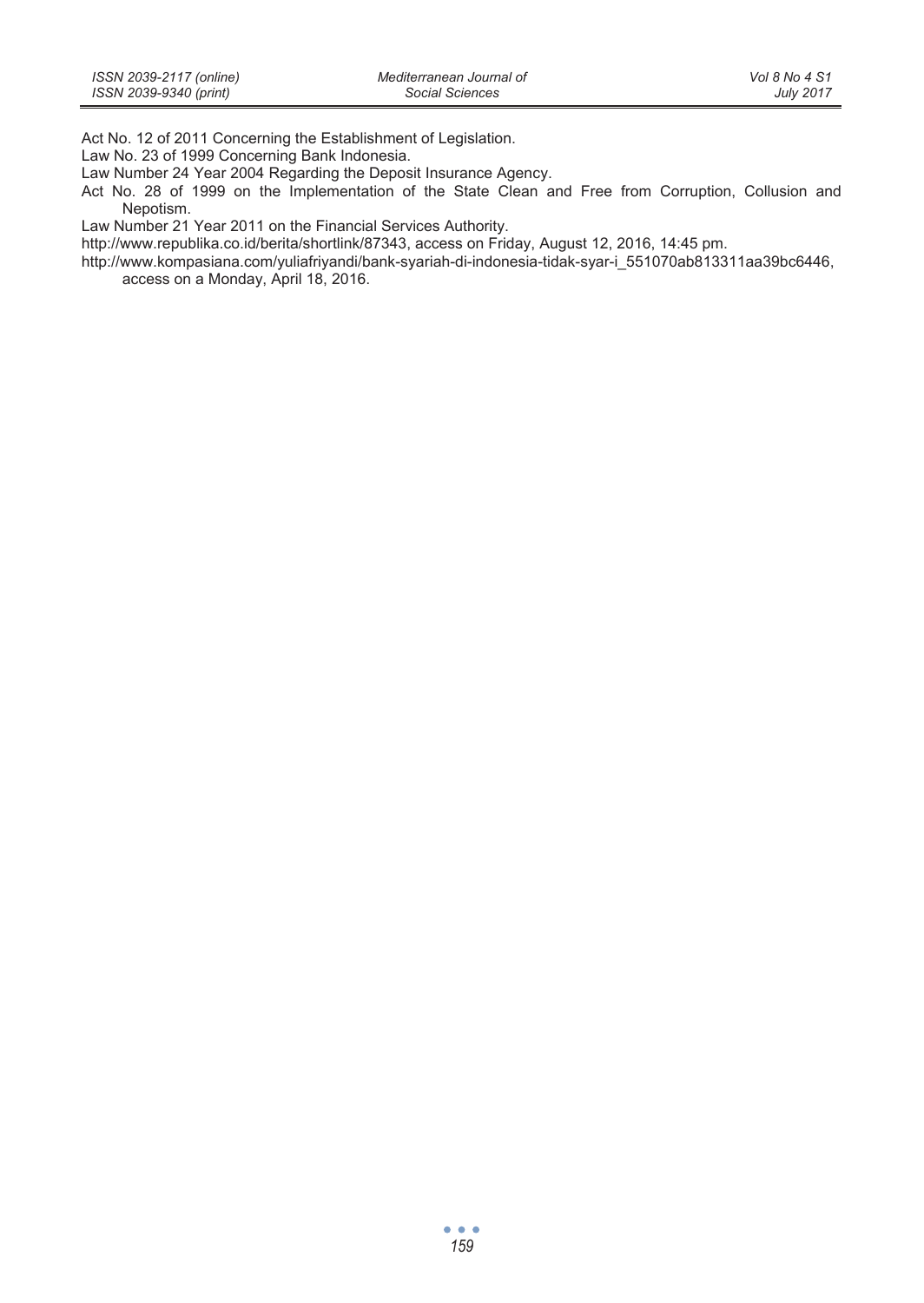Act No. 12 of 2011 Concerning the Establishment of Legislation.

Law No. 23 of 1999 Concerning Bank Indonesia.

Law Number 24 Year 2004 Regarding the Deposit Insurance Agency.

Act No. 28 of 1999 on the Implementation of the State Clean and Free from Corruption, Collusion and Nepotism.

Law Number 21 Year 2011 on the Financial Services Authority.

http://www.republika.co.id/berita/shortlink/87343, access on Friday, August 12, 2016, 14:45 pm.

http://www.kompasiana.com/yuliafriyandi/bank-syariah-di-indonesia-tidak-syar-i_551070ab813311aa39bc6446, access on a Monday, April 18, 2016.